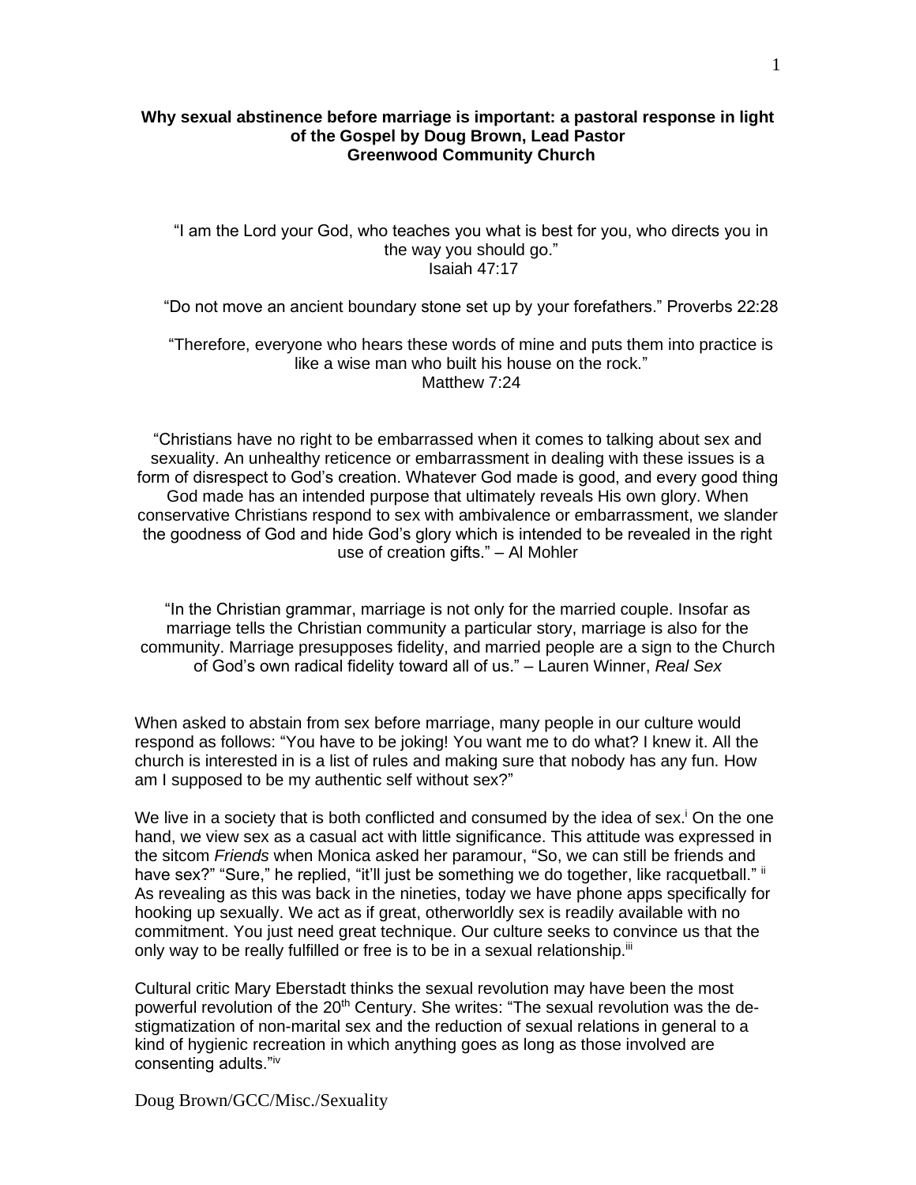**Why sexual abstinence before marriage is important: a pastoral response in light of the Gospel by Doug Brown, Lead Pastor**
**Greenwood Community Church**

"I am the Lord your God, who teaches you what is best for you, who directs you in the way you should go."
Isaiah 47:17

"Do not move an ancient boundary stone set up by your forefathers." Proverbs 22:28

"Therefore, everyone who hears these words of mine and puts them into practice is like a wise man who built his house on the rock."
Matthew 7:24

"Christians have no right to be embarrassed when it comes to talking about sex and sexuality. An unhealthy reticence or embarrassment in dealing with these issues is a form of disrespect to God's creation. Whatever God made is good, and every good thing God made has an intended purpose that ultimately reveals His own glory. When conservative Christians respond to sex with ambivalence or embarrassment, we slander the goodness of God and hide God's glory which is intended to be revealed in the right use of creation gifts." – Al Mohler

"In the Christian grammar, marriage is not only for the married couple. Insofar as marriage tells the Christian community a particular story, marriage is also for the community. Marriage presupposes fidelity, and married people are a sign to the Church of God's own radical fidelity toward all of us." – Lauren Winner, *Real Sex*

When asked to abstain from sex before marriage, many people in our culture would respond as follows: "You have to be joking! You want me to do what? I knew it. All the church is interested in is a list of rules and making sure that nobody has any fun. How am I supposed to be my authentic self without sex?"

We live in a society that is both conflicted and consumed by the idea of sex.[i] On the one hand, we view sex as a casual act with little significance. This attitude was expressed in the sitcom *Friends* when Monica asked her paramour, "So, we can still be friends and have sex?" "Sure," he replied, "it'll just be something we do together, like racquetball." [ii] As revealing as this was back in the nineties, today we have phone apps specifically for hooking up sexually. We act as if great, otherworldly sex is readily available with no commitment. You just need great technique. Our culture seeks to convince us that the only way to be really fulfilled or free is to be in a sexual relationship.[iii]

Cultural critic Mary Eberstadt thinks the sexual revolution may have been the most powerful revolution of the 20th Century. She writes: "The sexual revolution was the de-stigmatization of non-marital sex and the reduction of sexual relations in general to a kind of hygienic recreation in which anything goes as long as those involved are consenting adults."[iv]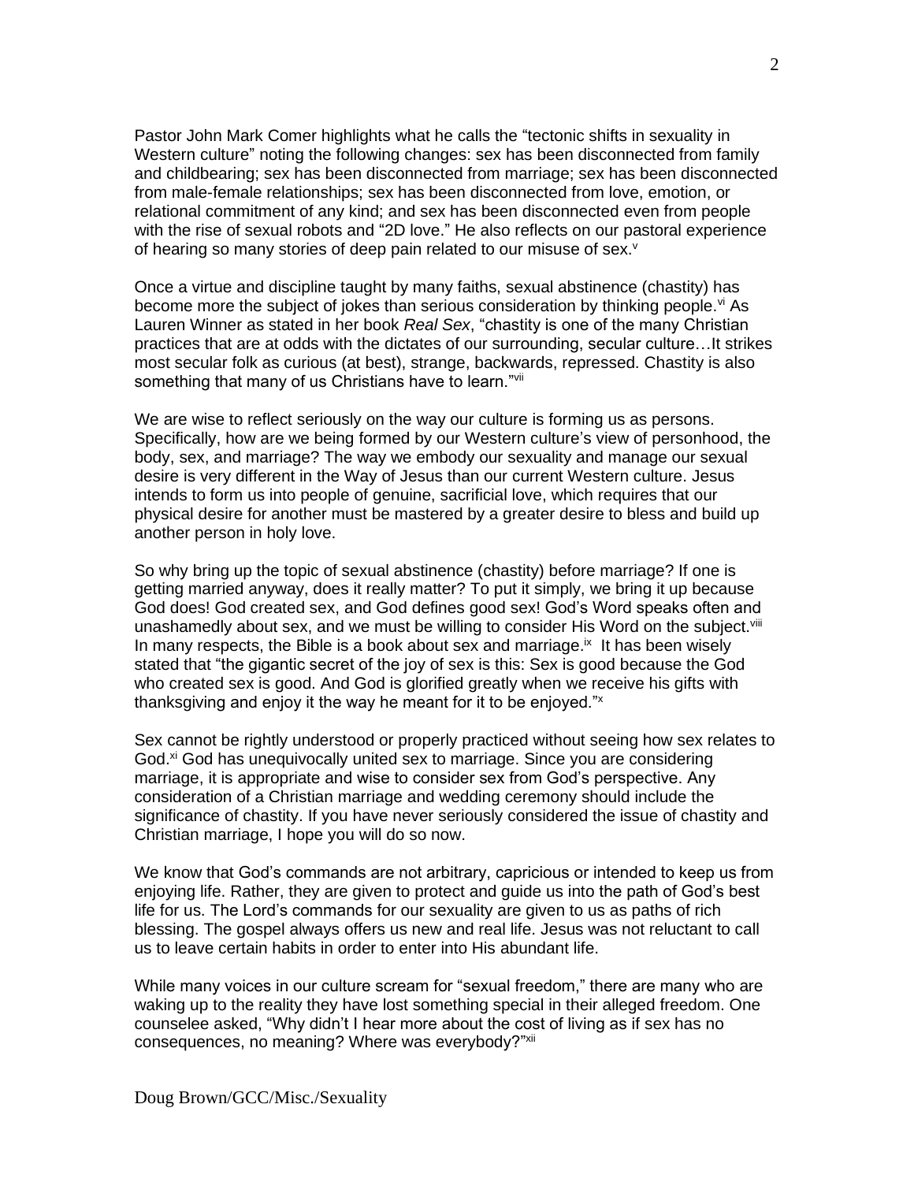Pastor John Mark Comer highlights what he calls the "tectonic shifts in sexuality in Western culture" noting the following changes: sex has been disconnected from family and childbearing; sex has been disconnected from marriage; sex has been disconnected from male-female relationships; sex has been disconnected from love, emotion, or relational commitment of any kind; and sex has been disconnected even from people with the rise of sexual robots and "2D love." He also reflects on our pastoral experience of hearing so many stories of deep pain related to our misuse of sex.[v]

Once a virtue and discipline taught by many faiths, sexual abstinence (chastity) has become more the subject of jokes than serious consideration by thinking people.[vi] As Lauren Winner as stated in her book *Real Sex*, "chastity is one of the many Christian practices that are at odds with the dictates of our surrounding, secular culture…It strikes most secular folk as curious (at best), strange, backwards, repressed. Chastity is also something that many of us Christians have to learn."[vii]

We are wise to reflect seriously on the way our culture is forming us as persons. Specifically, how are we being formed by our Western culture's view of personhood, the body, sex, and marriage? The way we embody our sexuality and manage our sexual desire is very different in the Way of Jesus than our current Western culture. Jesus intends to form us into people of genuine, sacrificial love, which requires that our physical desire for another must be mastered by a greater desire to bless and build up another person in holy love.

So why bring up the topic of sexual abstinence (chastity) before marriage? If one is getting married anyway, does it really matter? To put it simply, we bring it up because God does! God created sex, and God defines good sex! God's Word speaks often and unashamedly about sex, and we must be willing to consider His Word on the subject.[viii] In many respects, the Bible is a book about sex and marriage.[ix] It has been wisely stated that "the gigantic secret of the joy of sex is this: Sex is good because the God who created sex is good. And God is glorified greatly when we receive his gifts with thanksgiving and enjoy it the way he meant for it to be enjoyed."[x]

Sex cannot be rightly understood or properly practiced without seeing how sex relates to God.[xi] God has unequivocally united sex to marriage. Since you are considering marriage, it is appropriate and wise to consider sex from God's perspective. Any consideration of a Christian marriage and wedding ceremony should include the significance of chastity. If you have never seriously considered the issue of chastity and Christian marriage, I hope you will do so now.

We know that God's commands are not arbitrary, capricious or intended to keep us from enjoying life. Rather, they are given to protect and guide us into the path of God's best life for us. The Lord's commands for our sexuality are given to us as paths of rich blessing. The gospel always offers us new and real life. Jesus was not reluctant to call us to leave certain habits in order to enter into His abundant life.

While many voices in our culture scream for "sexual freedom," there are many who are waking up to the reality they have lost something special in their alleged freedom. One counselee asked, "Why didn't I hear more about the cost of living as if sex has no consequences, no meaning? Where was everybody?"[xii]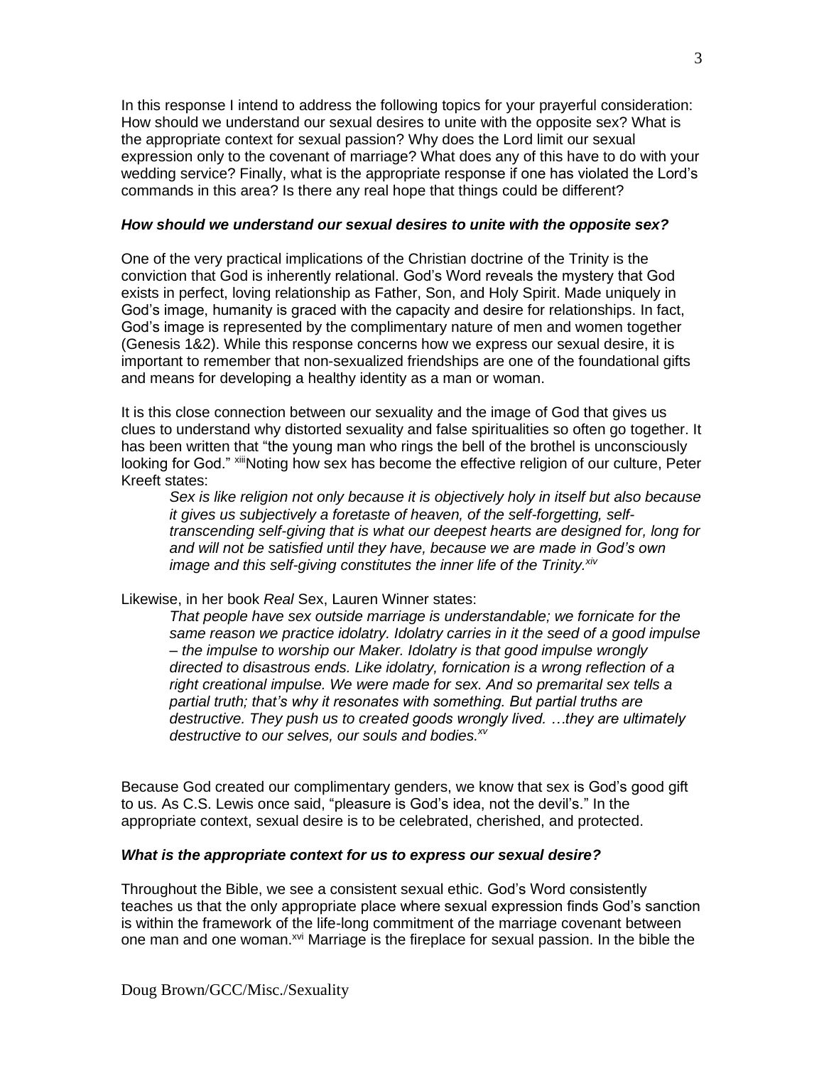In this response I intend to address the following topics for your prayerful consideration: How should we understand our sexual desires to unite with the opposite sex? What is the appropriate context for sexual passion? Why does the Lord limit our sexual expression only to the covenant of marriage? What does any of this have to do with your wedding service? Finally, what is the appropriate response if one has violated the Lord's commands in this area? Is there any real hope that things could be different?

### *How should we understand our sexual desires to unite with the opposite sex?*

One of the very practical implications of the Christian doctrine of the Trinity is the conviction that God is inherently relational. God's Word reveals the mystery that God exists in perfect, loving relationship as Father, Son, and Holy Spirit. Made uniquely in God's image, humanity is graced with the capacity and desire for relationships. In fact, God's image is represented by the complimentary nature of men and women together (Genesis 1&2). While this response concerns how we express our sexual desire, it is important to remember that non-sexualized friendships are one of the foundational gifts and means for developing a healthy identity as a man or woman.

It is this close connection between our sexuality and the image of God that gives us clues to understand why distorted sexuality and false spiritualities so often go together. It has been written that "the young man who rings the bell of the brothel is unconsciously looking for God." [xiii]Noting how sex has become the effective religion of our culture, Peter Kreeft states:

> *Sex is like religion not only because it is objectively holy in itself but also because it gives us subjectively a foretaste of heaven, of the self-forgetting, self-transcending self-giving that is what our deepest hearts are designed for, long for and will not be satisfied until they have, because we are made in God's own image and this self-giving constitutes the inner life of the Trinity.*[xiv]

Likewise, in her book *Real* Sex, Lauren Winner states:

> *That people have sex outside marriage is understandable; we fornicate for the same reason we practice idolatry. Idolatry carries in it the seed of a good impulse – the impulse to worship our Maker. Idolatry is that good impulse wrongly directed to disastrous ends. Like idolatry, fornication is a wrong reflection of a right creational impulse. We were made for sex. And so premarital sex tells a partial truth; that's why it resonates with something. But partial truths are destructive. They push us to created goods wrongly lived. …they are ultimately destructive to our selves, our souls and bodies.*[xv]

Because God created our complimentary genders, we know that sex is God's good gift to us. As C.S. Lewis once said, "pleasure is God's idea, not the devil's." In the appropriate context, sexual desire is to be celebrated, cherished, and protected.

### *What is the appropriate context for us to express our sexual desire?*

Throughout the Bible, we see a consistent sexual ethic. God's Word consistently teaches us that the only appropriate place where sexual expression finds God's sanction is within the framework of the life-long commitment of the marriage covenant between one man and one woman.[xvi] Marriage is the fireplace for sexual passion. In the bible the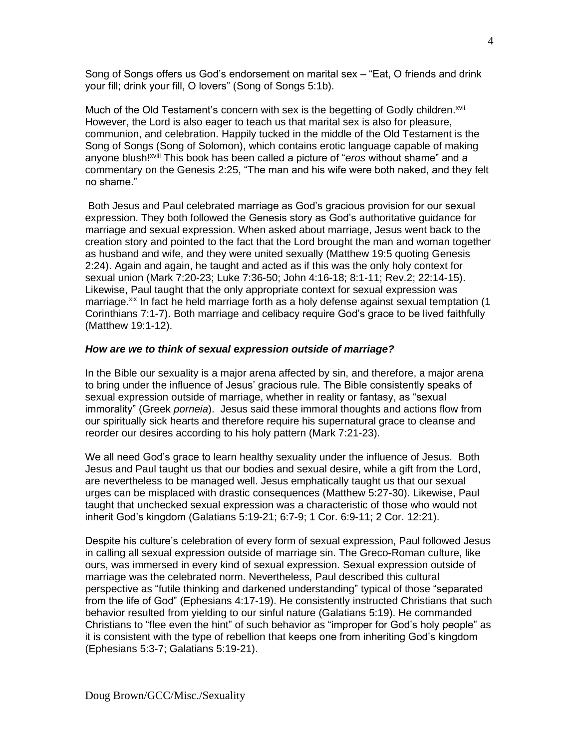Song of Songs offers us God's endorsement on marital sex – "Eat, O friends and drink your fill; drink your fill, O lovers" (Song of Songs 5:1b).

Much of the Old Testament's concern with sex is the begetting of Godly children.[xvii] However, the Lord is also eager to teach us that marital sex is also for pleasure, communion, and celebration. Happily tucked in the middle of the Old Testament is the Song of Songs (Song of Solomon), which contains erotic language capable of making anyone blush![xviii] This book has been called a picture of "*eros* without shame" and a commentary on the Genesis 2:25, "The man and his wife were both naked, and they felt no shame."

Both Jesus and Paul celebrated marriage as God's gracious provision for our sexual expression. They both followed the Genesis story as God's authoritative guidance for marriage and sexual expression. When asked about marriage, Jesus went back to the creation story and pointed to the fact that the Lord brought the man and woman together as husband and wife, and they were united sexually (Matthew 19:5 quoting Genesis 2:24). Again and again, he taught and acted as if this was the only holy context for sexual union (Mark 7:20-23; Luke 7:36-50; John 4:16-18; 8:1-11; Rev.2; 22:14-15). Likewise, Paul taught that the only appropriate context for sexual expression was marriage.[xix] In fact he held marriage forth as a holy defense against sexual temptation (1 Corinthians 7:1-7). Both marriage and celibacy require God's grace to be lived faithfully (Matthew 19:1-12).

***How are we to think of sexual expression outside of marriage?***

In the Bible our sexuality is a major arena affected by sin, and therefore, a major arena to bring under the influence of Jesus' gracious rule. The Bible consistently speaks of sexual expression outside of marriage, whether in reality or fantasy, as "sexual immorality" (Greek *porneia*). Jesus said these immoral thoughts and actions flow from our spiritually sick hearts and therefore require his supernatural grace to cleanse and reorder our desires according to his holy pattern (Mark 7:21-23).

We all need God's grace to learn healthy sexuality under the influence of Jesus. Both Jesus and Paul taught us that our bodies and sexual desire, while a gift from the Lord, are nevertheless to be managed well. Jesus emphatically taught us that our sexual urges can be misplaced with drastic consequences (Matthew 5:27-30). Likewise, Paul taught that unchecked sexual expression was a characteristic of those who would not inherit God's kingdom (Galatians 5:19-21; 6:7-9; 1 Cor. 6:9-11; 2 Cor. 12:21).

Despite his culture's celebration of every form of sexual expression, Paul followed Jesus in calling all sexual expression outside of marriage sin. The Greco-Roman culture, like ours, was immersed in every kind of sexual expression. Sexual expression outside of marriage was the celebrated norm. Nevertheless, Paul described this cultural perspective as "futile thinking and darkened understanding" typical of those "separated from the life of God" (Ephesians 4:17-19). He consistently instructed Christians that such behavior resulted from yielding to our sinful nature (Galatians 5:19). He commanded Christians to "flee even the hint" of such behavior as "improper for God's holy people" as it is consistent with the type of rebellion that keeps one from inheriting God's kingdom (Ephesians 5:3-7; Galatians 5:19-21).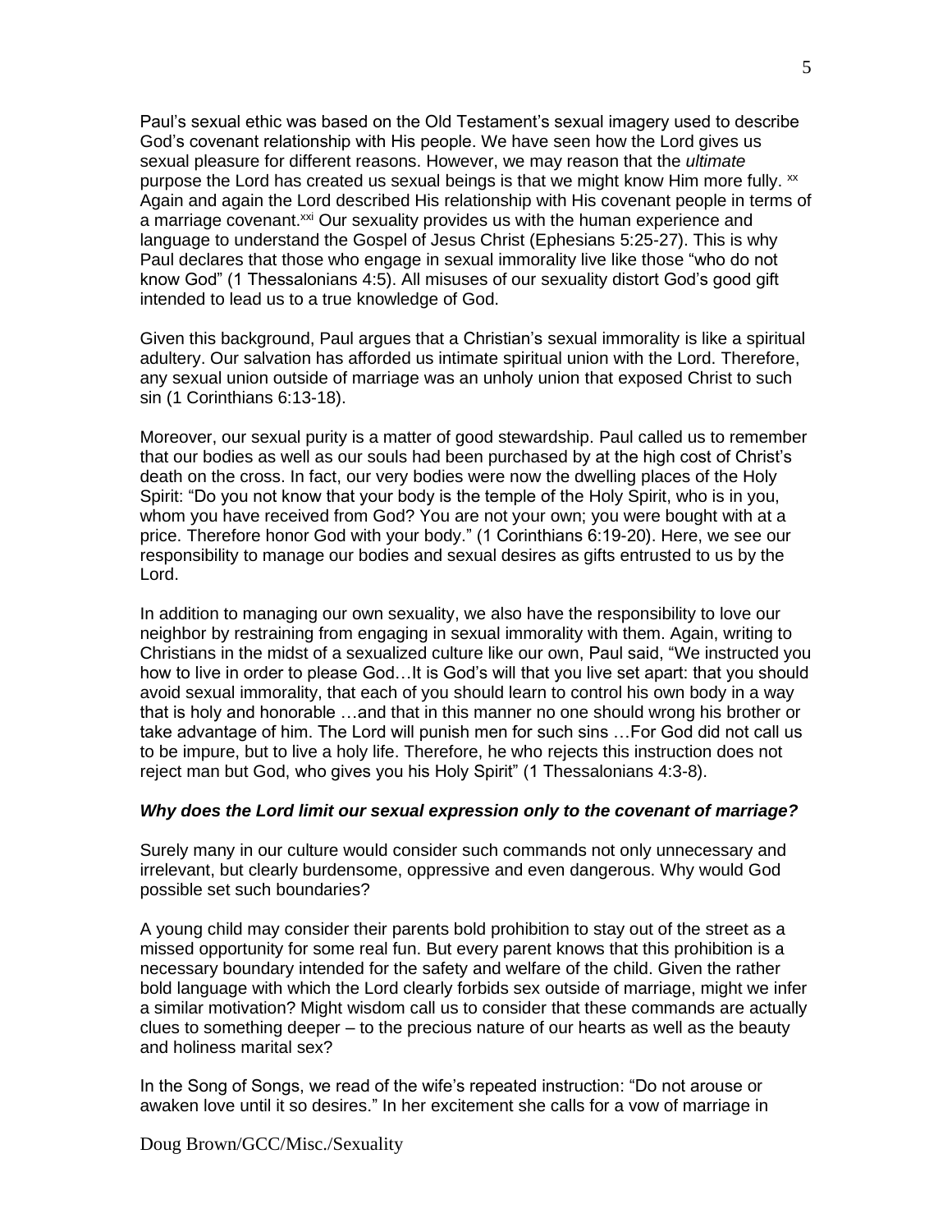Paul's sexual ethic was based on the Old Testament's sexual imagery used to describe God's covenant relationship with His people. We have seen how the Lord gives us sexual pleasure for different reasons. However, we may reason that the *ultimate* purpose the Lord has created us sexual beings is that we might know Him more fully. [xx] Again and again the Lord described His relationship with His covenant people in terms of a marriage covenant.[xxi] Our sexuality provides us with the human experience and language to understand the Gospel of Jesus Christ (Ephesians 5:25-27). This is why Paul declares that those who engage in sexual immorality live like those "who do not know God" (1 Thessalonians 4:5). All misuses of our sexuality distort God's good gift intended to lead us to a true knowledge of God.

Given this background, Paul argues that a Christian's sexual immorality is like a spiritual adultery. Our salvation has afforded us intimate spiritual union with the Lord. Therefore, any sexual union outside of marriage was an unholy union that exposed Christ to such sin (1 Corinthians 6:13-18).

Moreover, our sexual purity is a matter of good stewardship. Paul called us to remember that our bodies as well as our souls had been purchased by at the high cost of Christ's death on the cross. In fact, our very bodies were now the dwelling places of the Holy Spirit: "Do you not know that your body is the temple of the Holy Spirit, who is in you, whom you have received from God? You are not your own; you were bought with at a price. Therefore honor God with your body." (1 Corinthians 6:19-20). Here, we see our responsibility to manage our bodies and sexual desires as gifts entrusted to us by the Lord.

In addition to managing our own sexuality, we also have the responsibility to love our neighbor by restraining from engaging in sexual immorality with them. Again, writing to Christians in the midst of a sexualized culture like our own, Paul said, "We instructed you how to live in order to please God…It is God's will that you live set apart: that you should avoid sexual immorality, that each of you should learn to control his own body in a way that is holy and honorable …and that in this manner no one should wrong his brother or take advantage of him. The Lord will punish men for such sins …For God did not call us to be impure, but to live a holy life. Therefore, he who rejects this instruction does not reject man but God, who gives you his Holy Spirit" (1 Thessalonians 4:3-8).

***Why does the Lord limit our sexual expression only to the covenant of marriage?***

Surely many in our culture would consider such commands not only unnecessary and irrelevant, but clearly burdensome, oppressive and even dangerous. Why would God possible set such boundaries?

A young child may consider their parents bold prohibition to stay out of the street as a missed opportunity for some real fun. But every parent knows that this prohibition is a necessary boundary intended for the safety and welfare of the child. Given the rather bold language with which the Lord clearly forbids sex outside of marriage, might we infer a similar motivation? Might wisdom call us to consider that these commands are actually clues to something deeper – to the precious nature of our hearts as well as the beauty and holiness marital sex?

In the Song of Songs, we read of the wife's repeated instruction: "Do not arouse or awaken love until it so desires." In her excitement she calls for a vow of marriage in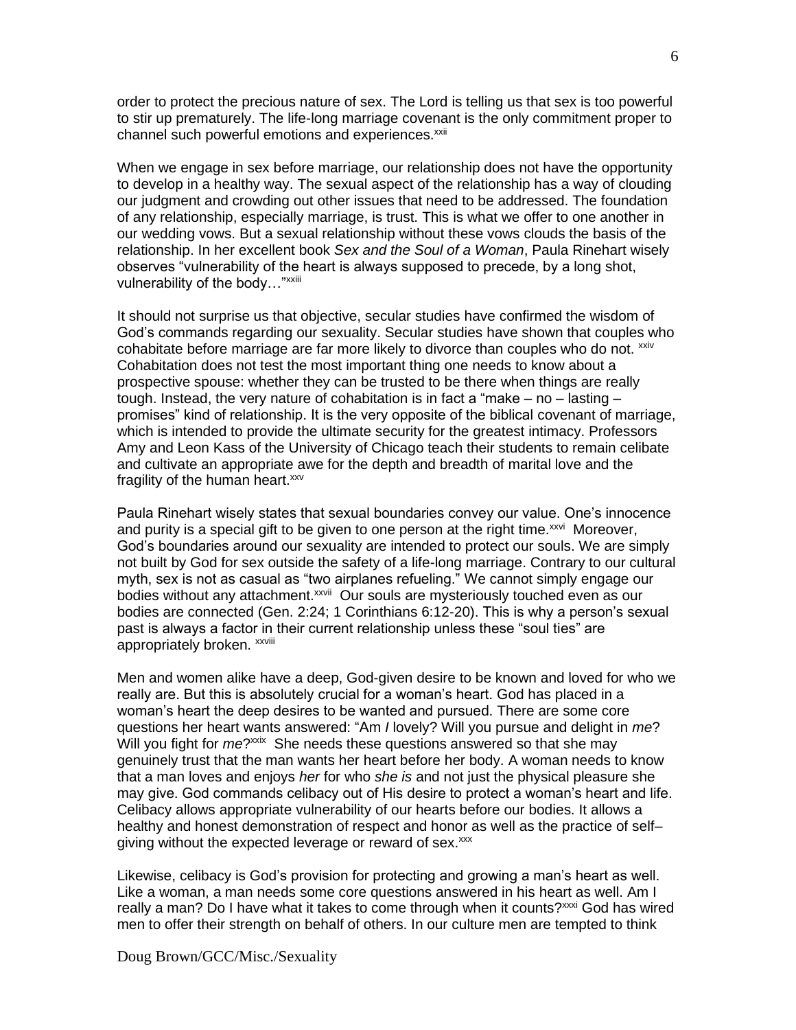order to protect the precious nature of sex. The Lord is telling us that sex is too powerful to stir up prematurely. The life-long marriage covenant is the only commitment proper to channel such powerful emotions and experiences.[xxii]

When we engage in sex before marriage, our relationship does not have the opportunity to develop in a healthy way. The sexual aspect of the relationship has a way of clouding our judgment and crowding out other issues that need to be addressed. The foundation of any relationship, especially marriage, is trust. This is what we offer to one another in our wedding vows. But a sexual relationship without these vows clouds the basis of the relationship. In her excellent book *Sex and the Soul of a Woman*, Paula Rinehart wisely observes "vulnerability of the heart is always supposed to precede, by a long shot, vulnerability of the body…"[xxiii]

It should not surprise us that objective, secular studies have confirmed the wisdom of God's commands regarding our sexuality. Secular studies have shown that couples who cohabitate before marriage are far more likely to divorce than couples who do not. [xxiv] Cohabitation does not test the most important thing one needs to know about a prospective spouse: whether they can be trusted to be there when things are really tough. Instead, the very nature of cohabitation is in fact a "make – no – lasting – promises" kind of relationship. It is the very opposite of the biblical covenant of marriage, which is intended to provide the ultimate security for the greatest intimacy. Professors Amy and Leon Kass of the University of Chicago teach their students to remain celibate and cultivate an appropriate awe for the depth and breadth of marital love and the fragility of the human heart.[xxv]

Paula Rinehart wisely states that sexual boundaries convey our value. One's innocence and purity is a special gift to be given to one person at the right time.[xxvi] Moreover, God's boundaries around our sexuality are intended to protect our souls. We are simply not built by God for sex outside the safety of a life-long marriage. Contrary to our cultural myth, sex is not as casual as "two airplanes refueling." We cannot simply engage our bodies without any attachment.[xxvii] Our souls are mysteriously touched even as our bodies are connected (Gen. 2:24; 1 Corinthians 6:12-20). This is why a person's sexual past is always a factor in their current relationship unless these "soul ties" are appropriately broken. [xxviii]

Men and women alike have a deep, God-given desire to be known and loved for who we really are. But this is absolutely crucial for a woman's heart. God has placed in a woman's heart the deep desires to be wanted and pursued. There are some core questions her heart wants answered: "Am *I* lovely? Will you pursue and delight in *me*? Will you fight for *me*?[xxix] She needs these questions answered so that she may genuinely trust that the man wants her heart before her body. A woman needs to know that a man loves and enjoys *her* for who *she is* and not just the physical pleasure she may give. God commands celibacy out of His desire to protect a woman's heart and life. Celibacy allows appropriate vulnerability of our hearts before our bodies. It allows a healthy and honest demonstration of respect and honor as well as the practice of self–giving without the expected leverage or reward of sex.[xxx]

Likewise, celibacy is God's provision for protecting and growing a man's heart as well. Like a woman, a man needs some core questions answered in his heart as well. Am I really a man? Do I have what it takes to come through when it counts?[xxxi] God has wired men to offer their strength on behalf of others. In our culture men are tempted to think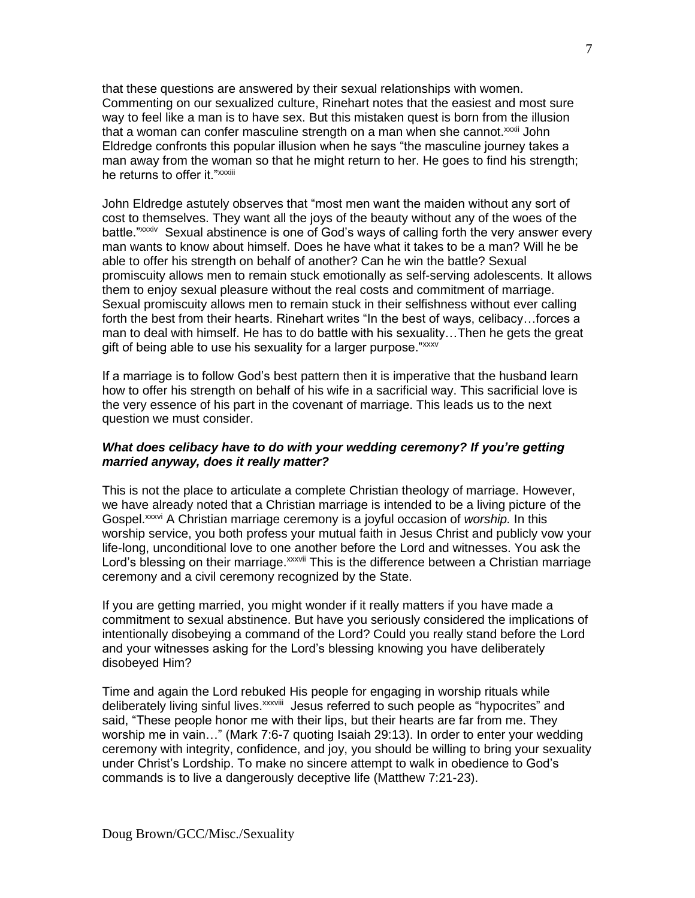that these questions are answered by their sexual relationships with women. Commenting on our sexualized culture, Rinehart notes that the easiest and most sure way to feel like a man is to have sex. But this mistaken quest is born from the illusion that a woman can confer masculine strength on a man when she cannot.[xxxii] John Eldredge confronts this popular illusion when he says "the masculine journey takes a man away from the woman so that he might return to her. He goes to find his strength; he returns to offer it."[xxxiii]

John Eldredge astutely observes that "most men want the maiden without any sort of cost to themselves. They want all the joys of the beauty without any of the woes of the battle."[xxxiv] Sexual abstinence is one of God's ways of calling forth the very answer every man wants to know about himself. Does he have what it takes to be a man? Will he be able to offer his strength on behalf of another? Can he win the battle? Sexual promiscuity allows men to remain stuck emotionally as self-serving adolescents. It allows them to enjoy sexual pleasure without the real costs and commitment of marriage. Sexual promiscuity allows men to remain stuck in their selfishness without ever calling forth the best from their hearts. Rinehart writes "In the best of ways, celibacy…forces a man to deal with himself. He has to do battle with his sexuality…Then he gets the great gift of being able to use his sexuality for a larger purpose."[xxxv]

If a marriage is to follow God's best pattern then it is imperative that the husband learn how to offer his strength on behalf of his wife in a sacrificial way. This sacrificial love is the very essence of his part in the covenant of marriage. This leads us to the next question we must consider.

***What does celibacy have to do with your wedding ceremony? If you're getting married anyway, does it really matter?***

This is not the place to articulate a complete Christian theology of marriage. However, we have already noted that a Christian marriage is intended to be a living picture of the Gospel.[xxxvi] A Christian marriage ceremony is a joyful occasion of *worship.* In this worship service, you both profess your mutual faith in Jesus Christ and publicly vow your life-long, unconditional love to one another before the Lord and witnesses. You ask the Lord's blessing on their marriage.[xxxvii] This is the difference between a Christian marriage ceremony and a civil ceremony recognized by the State.

If you are getting married, you might wonder if it really matters if you have made a commitment to sexual abstinence. But have you seriously considered the implications of intentionally disobeying a command of the Lord? Could you really stand before the Lord and your witnesses asking for the Lord's blessing knowing you have deliberately disobeyed Him?

Time and again the Lord rebuked His people for engaging in worship rituals while deliberately living sinful lives.[xxxviii] Jesus referred to such people as "hypocrites" and said, "These people honor me with their lips, but their hearts are far from me. They worship me in vain…" (Mark 7:6-7 quoting Isaiah 29:13). In order to enter your wedding ceremony with integrity, confidence, and joy, you should be willing to bring your sexuality under Christ's Lordship. To make no sincere attempt to walk in obedience to God's commands is to live a dangerously deceptive life (Matthew 7:21-23).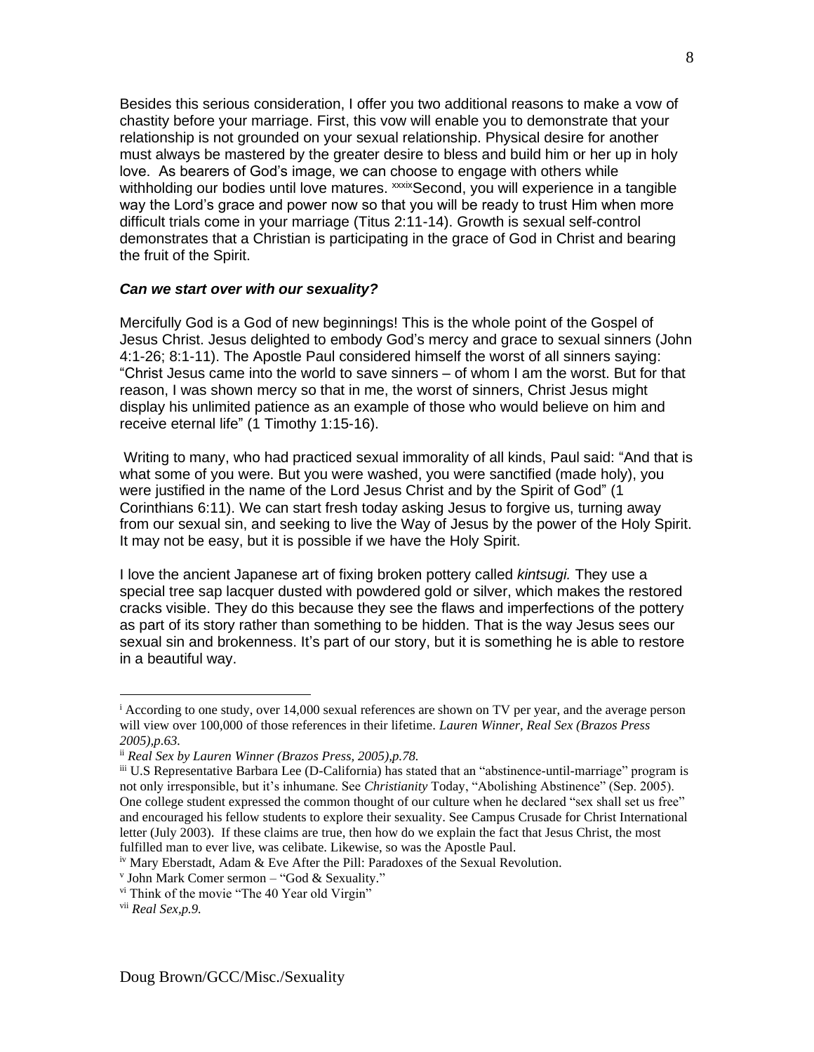Besides this serious consideration, I offer you two additional reasons to make a vow of chastity before your marriage. First, this vow will enable you to demonstrate that your relationship is not grounded on your sexual relationship. Physical desire for another must always be mastered by the greater desire to bless and build him or her up in holy love. As bearers of God's image, we can choose to engage with others while withholding our bodies until love matures. [xxxix]Second, you will experience in a tangible way the Lord's grace and power now so that you will be ready to trust Him when more difficult trials come in your marriage (Titus 2:11-14). Growth is sexual self-control demonstrates that a Christian is participating in the grace of God in Christ and bearing the fruit of the Spirit.

***Can we start over with our sexuality?***

Mercifully God is a God of new beginnings! This is the whole point of the Gospel of Jesus Christ. Jesus delighted to embody God's mercy and grace to sexual sinners (John 4:1-26; 8:1-11). The Apostle Paul considered himself the worst of all sinners saying: "Christ Jesus came into the world to save sinners – of whom I am the worst. But for that reason, I was shown mercy so that in me, the worst of sinners, Christ Jesus might display his unlimited patience as an example of those who would believe on him and receive eternal life" (1 Timothy 1:15-16).

Writing to many, who had practiced sexual immorality of all kinds, Paul said: "And that is what some of you were. But you were washed, you were sanctified (made holy), you were justified in the name of the Lord Jesus Christ and by the Spirit of God" (1 Corinthians 6:11). We can start fresh today asking Jesus to forgive us, turning away from our sexual sin, and seeking to live the Way of Jesus by the power of the Holy Spirit. It may not be easy, but it is possible if we have the Holy Spirit.

I love the ancient Japanese art of fixing broken pottery called *kintsugi.* They use a special tree sap lacquer dusted with powdered gold or silver, which makes the restored cracks visible. They do this because they see the flaws and imperfections of the pottery as part of its story rather than something to be hidden. That is the way Jesus sees our sexual sin and brokenness. It's part of our story, but it is something he is able to restore in a beautiful way.

---

[i] According to one study, over 14,000 sexual references are shown on TV per year, and the average person will view over 100,000 of those references in their lifetime. *Lauren Winner, Real Sex (Brazos Press 2005),p.63.*

[ii] *Real Sex by Lauren Winner (Brazos Press, 2005),p.78.*

[iii] U.S Representative Barbara Lee (D-California) has stated that an "abstinence-until-marriage" program is not only irresponsible, but it's inhumane. See *Christianity* Today, "Abolishing Abstinence" (Sep. 2005). One college student expressed the common thought of our culture when he declared "sex shall set us free" and encouraged his fellow students to explore their sexuality. See Campus Crusade for Christ International letter (July 2003). If these claims are true, then how do we explain the fact that Jesus Christ, the most fulfilled man to ever live, was celibate. Likewise, so was the Apostle Paul.

[iv] Mary Eberstadt, Adam & Eve After the Pill: Paradoxes of the Sexual Revolution.

[v] John Mark Comer sermon – "God & Sexuality."

[vi] Think of the movie "The 40 Year old Virgin"

[vii] *Real Sex,p.9.*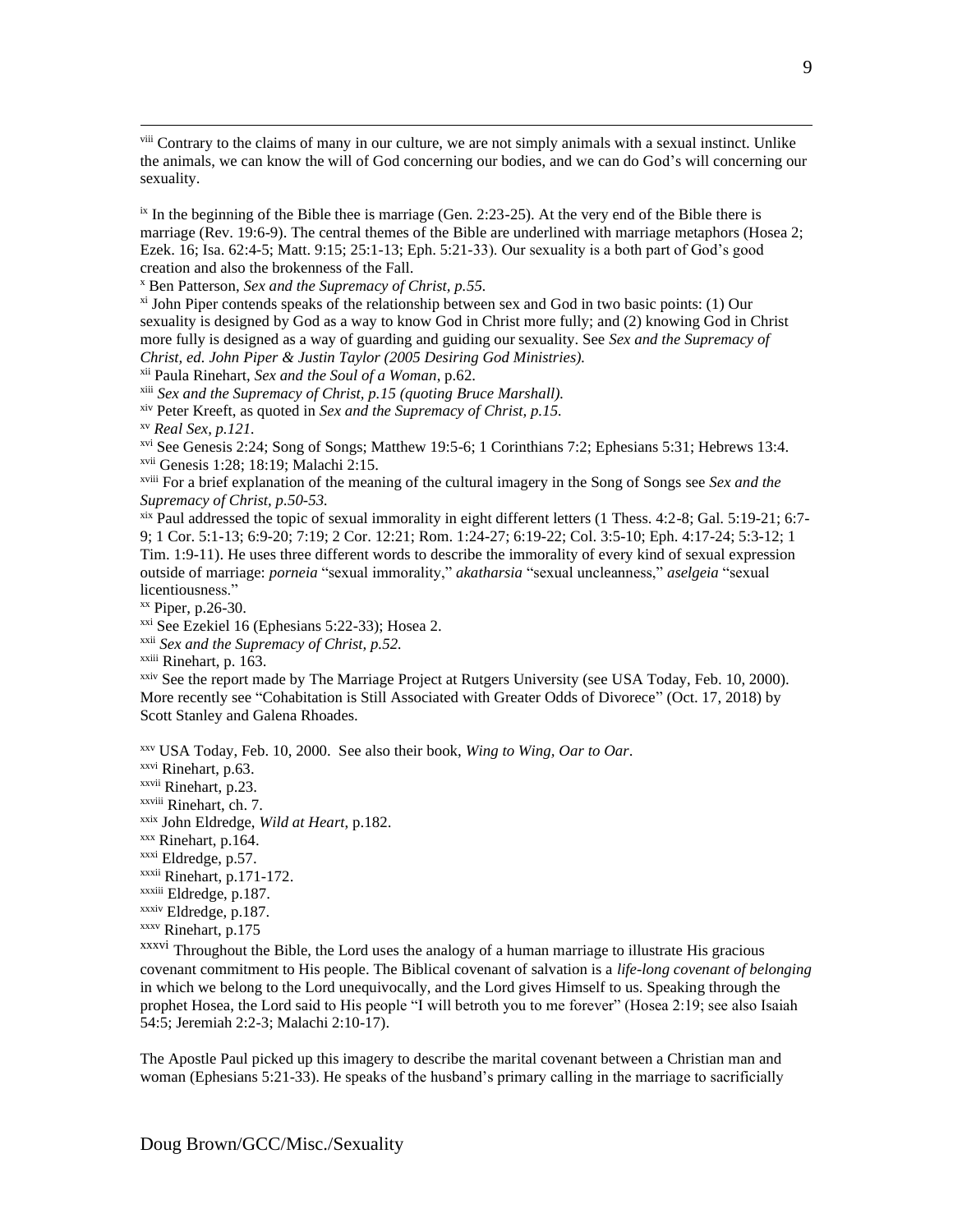[viii] Contrary to the claims of many in our culture, we are not simply animals with a sexual instinct. Unlike the animals, we can know the will of God concerning our bodies, and we can do God's will concerning our sexuality.

[ix] In the beginning of the Bible thee is marriage (Gen. 2:23-25). At the very end of the Bible there is marriage (Rev. 19:6-9). The central themes of the Bible are underlined with marriage metaphors (Hosea 2; Ezek. 16; Isa. 62:4-5; Matt. 9:15; 25:1-13; Eph. 5:21-33). Our sexuality is a both part of God's good creation and also the brokenness of the Fall.

[x] Ben Patterson, *Sex and the Supremacy of Christ, p.55.*

[xi] John Piper contends speaks of the relationship between sex and God in two basic points: (1) Our sexuality is designed by God as a way to know God in Christ more fully; and (2) knowing God in Christ more fully is designed as a way of guarding and guiding our sexuality. See *Sex and the Supremacy of Christ, ed. John Piper & Justin Taylor (2005 Desiring God Ministries).*

[xii] Paula Rinehart, *Sex and the Soul of a Woman*, p.62.

[xiii] *Sex and the Supremacy of Christ, p.15 (quoting Bruce Marshall).*

[xiv] Peter Kreeft, as quoted in *Sex and the Supremacy of Christ, p.15.*

[xv] *Real Sex, p.121.*

[xvi] See Genesis 2:24; Song of Songs; Matthew 19:5-6; 1 Corinthians 7:2; Ephesians 5:31; Hebrews 13:4.

[xvii] Genesis 1:28; 18:19; Malachi 2:15.

[xviii] For a brief explanation of the meaning of the cultural imagery in the Song of Songs see *Sex and the Supremacy of Christ, p.50-53.*

[xix] Paul addressed the topic of sexual immorality in eight different letters (1 Thess. 4:2-8; Gal. 5:19-21; 6:7-9; 1 Cor. 5:1-13; 6:9-20; 7:19; 2 Cor. 12:21; Rom. 1:24-27; 6:19-22; Col. 3:5-10; Eph. 4:17-24; 5:3-12; 1 Tim. 1:9-11). He uses three different words to describe the immorality of every kind of sexual expression outside of marriage: *porneia* "sexual immorality," *akatharsia* "sexual uncleanness," *aselgeia* "sexual licentiousness."

[xx] Piper, p.26-30.

[xxi] See Ezekiel 16 (Ephesians 5:22-33); Hosea 2.

[xxii] *Sex and the Supremacy of Christ, p.52.*

[xxiii] Rinehart, p. 163.

[xxiv] See the report made by The Marriage Project at Rutgers University (see USA Today, Feb. 10, 2000). More recently see "Cohabitation is Still Associated with Greater Odds of Divorece" (Oct. 17, 2018) by Scott Stanley and Galena Rhoades.

[xxv] USA Today, Feb. 10, 2000. See also their book, *Wing to Wing, Oar to Oar*.

[xxvi] Rinehart, p.63.

[xxvii] Rinehart, p.23.

[xxviii] Rinehart, ch. 7.

[xxix] John Eldredge, *Wild at Heart*, p.182.

[xxx] Rinehart, p.164.

[xxxi] Eldredge, p.57.

[xxxii] Rinehart, p.171-172.

[xxxiii] Eldredge, p.187.

[xxxiv] Eldredge, p.187.

[xxxv] Rinehart, p.175

[xxxvi] Throughout the Bible, the Lord uses the analogy of a human marriage to illustrate His gracious covenant commitment to His people. The Biblical covenant of salvation is a *life-long covenant of belonging* in which we belong to the Lord unequivocally, and the Lord gives Himself to us. Speaking through the prophet Hosea, the Lord said to His people "I will betroth you to me forever" (Hosea 2:19; see also Isaiah 54:5; Jeremiah 2:2-3; Malachi 2:10-17).

The Apostle Paul picked up this imagery to describe the marital covenant between a Christian man and woman (Ephesians 5:21-33). He speaks of the husband's primary calling in the marriage to sacrificially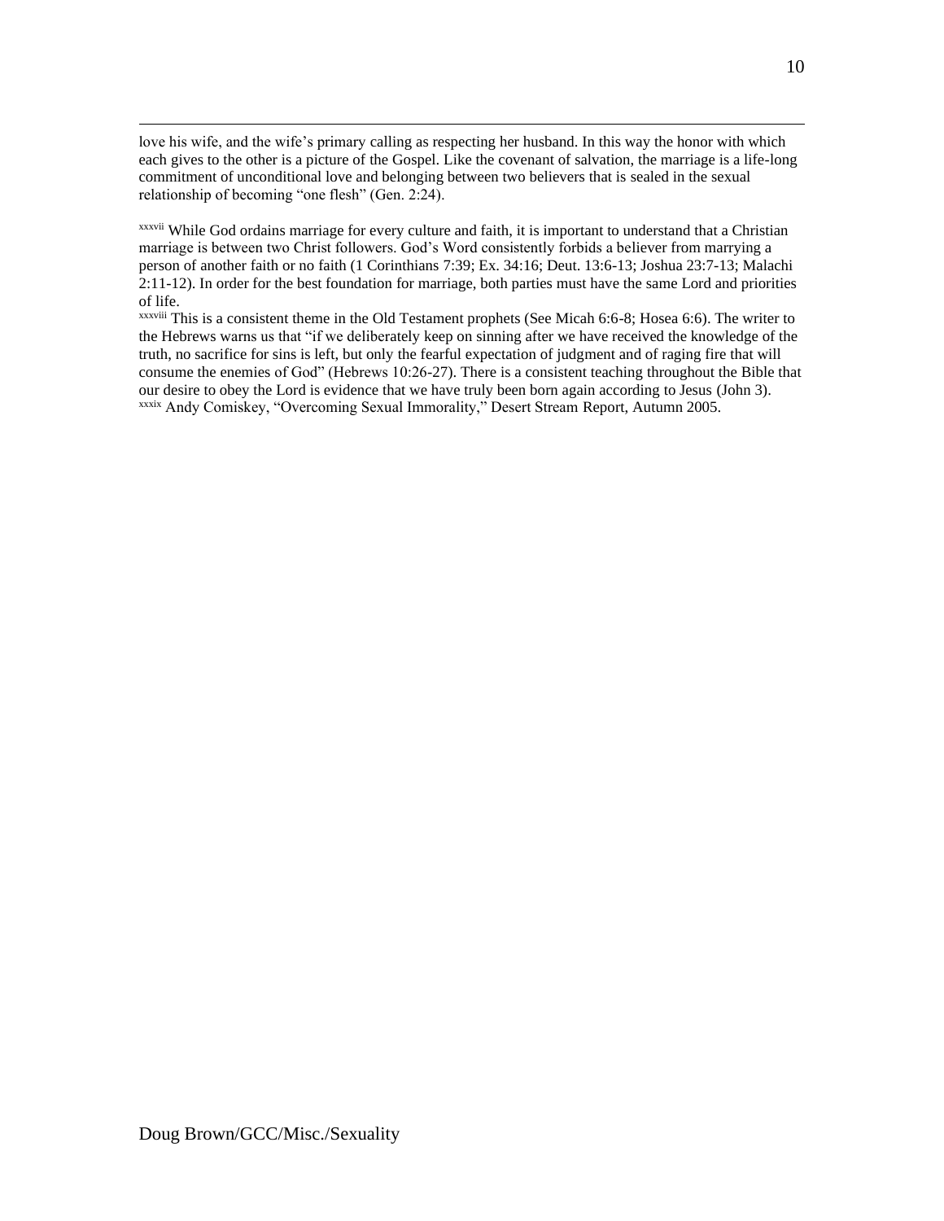love his wife, and the wife's primary calling as respecting her husband. In this way the honor with which each gives to the other is a picture of the Gospel. Like the covenant of salvation, the marriage is a life-long commitment of unconditional love and belonging between two believers that is sealed in the sexual relationship of becoming "one flesh" (Gen. 2:24).

[xxxvii] While God ordains marriage for every culture and faith, it is important to understand that a Christian marriage is between two Christ followers. God's Word consistently forbids a believer from marrying a person of another faith or no faith (1 Corinthians 7:39; Ex. 34:16; Deut. 13:6-13; Joshua 23:7-13; Malachi 2:11-12). In order for the best foundation for marriage, both parties must have the same Lord and priorities of life.

[xxxviii] This is a consistent theme in the Old Testament prophets (See Micah 6:6-8; Hosea 6:6). The writer to the Hebrews warns us that "if we deliberately keep on sinning after we have received the knowledge of the truth, no sacrifice for sins is left, but only the fearful expectation of judgment and of raging fire that will consume the enemies of God" (Hebrews 10:26-27). There is a consistent teaching throughout the Bible that our desire to obey the Lord is evidence that we have truly been born again according to Jesus (John 3).

[xxxix] Andy Comiskey, "Overcoming Sexual Immorality," Desert Stream Report, Autumn 2005.